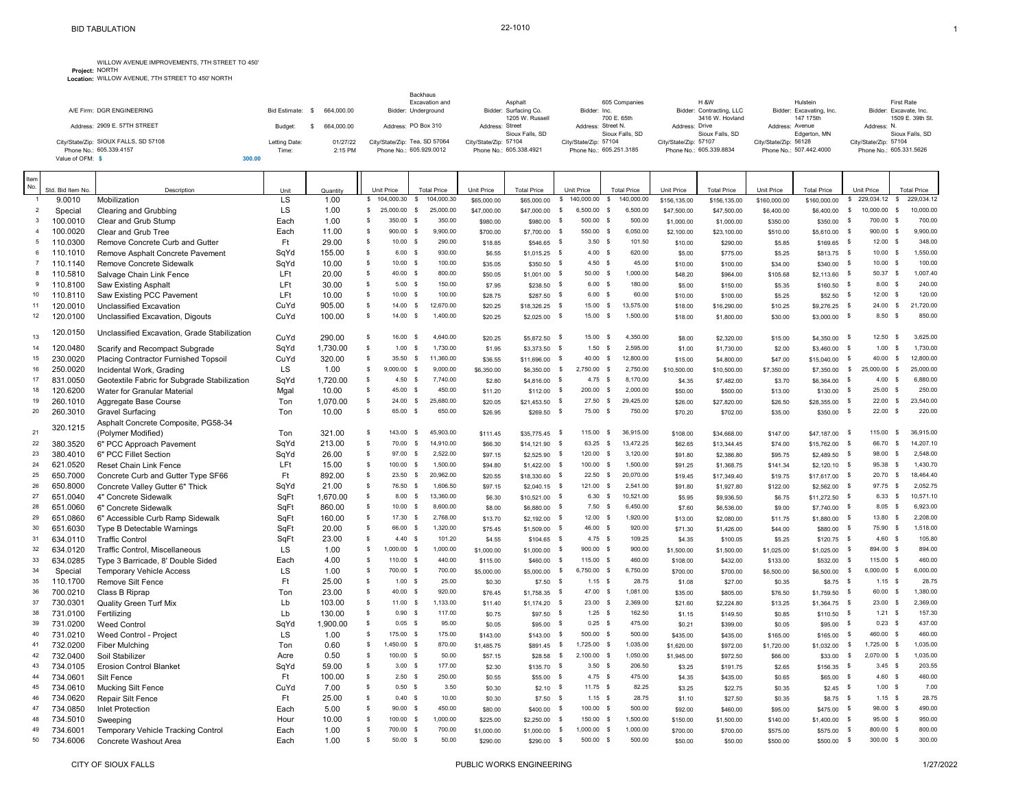# BID TABULATION

22-1010

**Project:** WILLOW AVENUE IMPROVEMENTS, 7TH STREET TO 450' NORTH
**Location:** WILLOW AVENUE, 7TH STREET TO 450' NORTH

| | | | | |
|---|---|---|---|---|
| A/E Firm: DGR ENGINEERING | Bid Estimate: $ 664,000.00 | | | |
| Address: 2909 E. 57TH STREET | Budget: $ 664,000.00 | | | |
| City/State/Zip: SIOUX FALLS, SD 57108 | Letting Date: 01/27/22 | | | |
| Phone No.: 605.339.4157 | Time: 2:15 PM | | | |
| Value of OFM: $ 300.00 | | | | |

| Bidder | Address | City/State/Zip | Phone No. |
|---|---|---|---|
| Backhaus Excavation and Underground | PO Box 310 | Tea, SD 57064 | 605.929.0012 |
| Asphalt Surfacing Co. | 1205 W. Russell Street Sioux Falls, SD | 57104 | 605.338.4921 |
| 605 Companies Inc. | 700 E. 65th Street N. Sioux Falls, SD | 57104 | 605.251.3185 |
| H &W Contracting, LLC | 3416 W. Hovland Drive Sioux Falls, SD | 57107 | 605.339.8834 |
| Hulstein Excavating, Inc. | 147 175th Avenue Edgerton, MN | 56128 | 507.442.4000 |
| First Rate Excavate, Inc. | 1509 E. 39th St. N. Sioux Falls, SD | 57104 | 605.331.5626 |

| Item No. | Std. Bid Item No. | Description | Unit | Quantity | Backhaus Unit Price | Backhaus Total Price | Asphalt Surfacing Unit Price | Asphalt Surfacing Total Price | 605 Companies Unit Price | 605 Companies Total Price | H &W Unit Price | H &W Total Price | Hulstein Unit Price | Hulstein Total Price | First Rate Unit Price | First Rate Total Price |
|---|---|---|---|---|---|---|---|---|---|---|---|---|---|---|---|---|
| 1 | 9.0010 | Mobilization | LS | 1.00 | $ 104,000.30 | $ 104,000.30 | $65,000.00 | $65,000.00 | $ 140,000.00 | $ 140,000.00 | $156,135.00 | $156,135.00 | $160,000.00 | $160,000.00 | $ 229,034.12 | $ 229,034.12 |
| 2 | Special | Clearing and Grubbing | LS | 1.00 | $ 25,000.00 | $ 25,000.00 | $47,000.00 | $47,000.00 | $ 6,500.00 | $ 6,500.00 | $47,500.00 | $47,500.00 | $6,400.00 | $6,400.00 | $ 10,000.00 | $ 10,000.00 |
| 3 | 100.0010 | Clear and Grub Stump | Each | 1.00 | $ 350.00 | $ 350.00 | $980.00 | $980.00 | $ 500.00 | $ 500.00 | $1,000.00 | $1,000.00 | $350.00 | $350.00 | $ 700.00 | $ 700.00 |
| 4 | 100.0020 | Clear and Grub Tree | Each | 11.00 | $ 900.00 | $ 9,900.00 | $700.00 | $7,700.00 | $ 550.00 | $ 6,050.00 | $2,100.00 | $23,100.00 | $510.00 | $5,610.00 | $ 900.00 | $ 9,900.00 |
| 5 | 110.0300 | Remove Concrete Curb and Gutter | Ft | 29.00 | $ 10.00 | $ 290.00 | $18.85 | $546.65 | $ 3.50 | $ 101.50 | $10.00 | $290.00 | $5.85 | $169.65 | $ 12.00 | $ 348.00 |
| 6 | 110.1010 | Remove Asphalt Concrete Pavement | SqYd | 155.00 | $ 6.00 | $ 930.00 | $6.55 | $1,015.25 | $ 4.00 | $ 620.00 | $5.00 | $775.00 | $5.25 | $813.75 | $ 10.00 | $ 1,550.00 |
| 7 | 110.1140 | Remove Concrete Sidewalk | SqYd | 10.00 | $ 10.00 | $ 100.00 | $35.05 | $350.50 | $ 4.50 | $ 45.00 | $10.00 | $100.00 | $34.00 | $340.00 | $ 10.00 | $ 100.00 |
| 8 | 110.5810 | Salvage Chain Link Fence | LFt | 20.00 | $ 40.00 | $ 800.00 | $50.05 | $1,001.00 | $ 50.00 | $ 1,000.00 | $48.20 | $964.00 | $105.68 | $2,113.60 | $ 50.37 | $ 1,007.40 |
| 9 | 110.8100 | Saw Existing Asphalt | LFt | 30.00 | $ 5.00 | $ 150.00 | $7.95 | $238.50 | $ 6.00 | $ 180.00 | $5.00 | $150.00 | $5.35 | $160.50 | $ 8.00 | $ 240.00 |
| 10 | 110.8110 | Saw Existing PCC Pavement | LFt | 10.00 | $ 10.00 | $ 100.00 | $28.75 | $287.50 | $ 6.00 | $ 60.00 | $10.00 | $100.00 | $5.25 | $52.50 | $ 12.00 | $ 120.00 |
| 11 | 120.0010 | Unclassified Excavation | CuYd | 905.00 | $ 14.00 | $ 12,670.00 | $20.25 | $18,326.25 | $ 15.00 | $ 13,575.00 | $18.00 | $16,290.00 | $10.25 | $9,276.25 | $ 24.00 | $ 21,720.00 |
| 12 | 120.0100 | Unclassified Excavation, Digouts | CuYd | 100.00 | $ 14.00 | $ 1,400.00 | $20.25 | $2,025.00 | $ 15.00 | $ 1,500.00 | $18.00 | $1,800.00 | $30.00 | $3,000.00 | $ 8.50 | $ 850.00 |
| 13 | 120.0150 | Unclassified Excavation, Grade Stabilization | CuYd | 290.00 | $ 16.00 | $ 4,640.00 | $20.25 | $5,872.50 | $ 15.00 | $ 4,350.00 | $8.00 | $2,320.00 | $15.00 | $4,350.00 | $ 12.50 | $ 3,625.00 |
| 14 | 120.0480 | Scarify and Recompact Subgrade | SqYd | 1,730.00 | $ 1.00 | $ 1,730.00 | $1.95 | $3,373.50 | $ 1.50 | $ 2,595.00 | $1.00 | $1,730.00 | $2.00 | $3,460.00 | $ 1.00 | $ 1,730.00 |
| 15 | 230.0020 | Placing Contractor Furnished Topsoil | CuYd | 320.00 | $ 35.50 | $ 11,360.00 | $36.55 | $11,696.00 | $ 40.00 | $ 12,800.00 | $15.00 | $4,800.00 | $47.00 | $15,040.00 | $ 40.00 | $ 12,800.00 |
| 16 | 250.0020 | Incidental Work, Grading | LS | 1.00 | $ 9,000.00 | $ 9,000.00 | $6,350.00 | $6,350.00 | $ 2,750.00 | $ 2,750.00 | $10,500.00 | $10,500.00 | $7,350.00 | $7,350.00 | $ 25,000.00 | $ 25,000.00 |
| 17 | 831.0050 | Geotextile Fabric for Subgrade Stabilization | SqYd | 1,720.00 | $ 4.50 | $ 7,740.00 | $2.80 | $4,816.00 | $ 4.75 | $ 8,170.00 | $4.35 | $7,482.00 | $3.70 | $6,364.00 | $ 4.00 | $ 6,880.00 |
| 18 | 120.6200 | Water for Granular Material | Mgal | 10.00 | $ 45.00 | $ 450.00 | $11.20 | $112.00 | $ 200.00 | $ 2,000.00 | $50.00 | $500.00 | $13.00 | $130.00 | $ 25.00 | $ 250.00 |
| 19 | 260.1010 | Aggregate Base Course | Ton | 1,070.00 | $ 24.00 | $ 25,680.00 | $20.05 | $21,453.50 | $ 27.50 | $ 29,425.00 | $26.00 | $27,820.00 | $26.50 | $28,355.00 | $ 22.00 | $ 23,540.00 |
| 20 | 260.3010 | Gravel Surfacing | Ton | 10.00 | $ 65.00 | $ 650.00 | $26.95 | $269.50 | $ 75.00 | $ 750.00 | $70.20 | $702.00 | $35.00 | $350.00 | $ 22.00 | $ 220.00 |
| 21 | 320.1215 | Asphalt Concrete Composite, PG58-34 (Polymer Modified) | Ton | 321.00 | $ 143.00 | $ 45,903.00 | $111.45 | $35,775.45 | $ 115.00 | $ 36,915.00 | $108.00 | $34,668.00 | $147.00 | $47,187.00 | $ 115.00 | $ 36,915.00 |
| 22 | 380.3520 | 6" PCC Approach Pavement | SqYd | 213.00 | $ 70.00 | $ 14,910.00 | $66.30 | $14,121.90 | $ 63.25 | $ 13,472.25 | $62.65 | $13,344.45 | $74.00 | $15,762.00 | $ 66.70 | $ 14,207.10 |
| 23 | 380.4010 | 6" PCC Fillet Section | SqYd | 26.00 | $ 97.00 | $ 2,522.00 | $97.15 | $2,525.90 | $ 120.00 | $ 3,120.00 | $91.80 | $2,386.80 | $95.75 | $2,489.50 | $ 98.00 | $ 2,548.00 |
| 24 | 621.0520 | Reset Chain Link Fence | LFt | 15.00 | $ 100.00 | $ 1,500.00 | $94.80 | $1,422.00 | $ 100.00 | $ 1,500.00 | $91.25 | $1,368.75 | $141.34 | $2,120.10 | $ 95.38 | $ 1,430.70 |
| 25 | 650.7000 | Concrete Curb and Gutter Type SF66 | Ft | 892.00 | $ 23.50 | $ 20,962.00 | $20.55 | $18,330.60 | $ 22.50 | $ 20,070.00 | $19.45 | $17,349.40 | $19.75 | $17,617.00 | $ 20.70 | $ 18,464.40 |
| 26 | 650.8000 | Concrete Valley Gutter 6" Thick | SqYd | 21.00 | $ 76.50 | $ 1,606.50 | $97.15 | $2,040.15 | $ 121.00 | $ 2,541.00 | $91.80 | $1,927.80 | $122.00 | $2,562.00 | $ 97.75 | $ 2,052.75 |
| 27 | 651.0040 | 4" Concrete Sidewalk | SqFt | 1,670.00 | $ 8.00 | $ 13,360.00 | $6.30 | $10,521.00 | $ 6.30 | $ 10,521.00 | $5.95 | $9,936.50 | $6.75 | $11,272.50 | $ 6.33 | $ 10,571.10 |
| 28 | 651.0060 | 6" Concrete Sidewalk | SqFt | 860.00 | $ 10.00 | $ 8,600.00 | $8.00 | $6,880.00 | $ 7.50 | $ 6,450.00 | $7.60 | $6,536.00 | $9.00 | $7,740.00 | $ 8.05 | $ 6,923.00 |
| 29 | 651.0860 | 6" Accessible Curb Ramp Sidewalk | SqFt | 160.00 | $ 17.30 | $ 2,768.00 | $13.70 | $2,192.00 | $ 12.00 | $ 1,920.00 | $13.00 | $2,080.00 | $11.75 | $1,880.00 | $ 13.80 | $ 2,208.00 |
| 30 | 651.6030 | Type B Detectable Warnings | SqFt | 20.00 | $ 66.00 | $ 1,320.00 | $75.45 | $1,509.00 | $ 46.00 | $ 920.00 | $71.30 | $1,426.00 | $44.00 | $880.00 | $ 75.90 | $ 1,518.00 |
| 31 | 634.0110 | Traffic Control | SqFt | 23.00 | $ 4.40 | $ 101.20 | $4.55 | $104.65 | $ 4.75 | $ 109.25 | $4.35 | $100.05 | $5.25 | $120.75 | $ 4.60 | $ 105.80 |
| 32 | 634.0120 | Traffic Control, Miscellaneous | LS | 1.00 | $ 1,000.00 | $ 1,000.00 | $1,000.00 | $1,000.00 | $ 900.00 | $ 900.00 | $1,500.00 | $1,500.00 | $1,025.00 | $1,025.00 | $ 894.00 | $ 894.00 |
| 33 | 634.0285 | Type 3 Barricade, 8' Double Sided | Each | 4.00 | $ 110.00 | $ 440.00 | $115.00 | $460.00 | $ 115.00 | $ 460.00 | $108.00 | $432.00 | $133.00 | $532.00 | $ 115.00 | $ 460.00 |
| 34 | Special | Temporary Vehicle Access | LS | 1.00 | $ 700.00 | $ 700.00 | $5,000.00 | $5,000.00 | $ 6,750.00 | $ 6,750.00 | $700.00 | $700.00 | $6,500.00 | $6,500.00 | $ 6,000.00 | $ 6,000.00 |
| 35 | 110.1700 | Remove Silt Fence | Ft | 25.00 | $ 1.00 | $ 25.00 | $0.30 | $7.50 | $ 1.15 | $ 28.75 | $1.08 | $27.00 | $0.35 | $8.75 | $ 1.15 | $ 28.75 |
| 36 | 700.0210 | Class B Riprap | Ton | 23.00 | $ 40.00 | $ 920.00 | $76.45 | $1,758.35 | $ 47.00 | $ 1,081.00 | $35.00 | $805.00 | $76.50 | $1,759.50 | $ 60.00 | $ 1,380.00 |
| 37 | 730.0301 | Quality Green Turf Mix | Lb | 103.00 | $ 11.00 | $ 1,133.00 | $11.40 | $1,174.20 | $ 23.00 | $ 2,369.00 | $21.60 | $2,224.80 | $13.25 | $1,364.75 | $ 23.00 | $ 2,369.00 |
| 38 | 731.0100 | Fertilizing | Lb | 130.00 | $ 0.90 | $ 117.00 | $0.75 | $97.50 | $ 1.25 | $ 162.50 | $1.15 | $149.50 | $0.85 | $110.50 | $ 1.21 | $ 157.30 |
| 39 | 731.0200 | Weed Control | SqYd | 1,900.00 | $ 0.05 | $ 95.00 | $0.05 | $95.00 | $ 0.25 | $ 475.00 | $0.21 | $399.00 | $0.05 | $95.00 | $ 0.23 | $ 437.00 |
| 40 | 731.0210 | Weed Control - Project | LS | 1.00 | $ 175.00 | $ 175.00 | $143.00 | $143.00 | $ 500.00 | $ 500.00 | $435.00 | $435.00 | $165.00 | $165.00 | $ 460.00 | $ 460.00 |
| 41 | 732.0200 | Fiber Mulching | Ton | 0.60 | $ 1,450.00 | $ 870.00 | $1,485.75 | $891.45 | $ 1,725.00 | $ 1,035.00 | $1,620.00 | $972.00 | $1,720.00 | $1,032.00 | $ 1,725.00 | $ 1,035.00 |
| 42 | 732.0400 | Soil Stabilizer | Acre | 0.50 | $ 100.00 | $ 50.00 | $57.15 | $28.58 | $ 2,100.00 | $ 1,050.00 | $1,945.00 | $972.50 | $66.00 | $33.00 | $ 2,070.00 | $ 1,035.00 |
| 43 | 734.0105 | Erosion Control Blanket | SqYd | 59.00 | $ 3.00 | $ 177.00 | $2.30 | $135.70 | $ 3.50 | $ 206.50 | $3.25 | $191.75 | $2.65 | $156.35 | $ 3.45 | $ 203.55 |
| 44 | 734.0601 | Silt Fence | Ft | 100.00 | $ 2.50 | $ 250.00 | $0.55 | $55.00 | $ 4.75 | $ 475.00 | $4.35 | $435.00 | $0.65 | $65.00 | $ 4.60 | $ 460.00 |
| 45 | 734.0610 | Mucking Silt Fence | CuYd | 7.00 | $ 0.50 | $ 3.50 | $0.30 | $2.10 | $ 11.75 | $ 82.25 | $3.25 | $22.75 | $0.35 | $2.45 | $ 1.00 | $ 7.00 |
| 46 | 734.0620 | Repair Silt Fence | Ft | 25.00 | $ 0.40 | $ 10.00 | $0.30 | $7.50 | $ 1.15 | $ 28.75 | $1.10 | $27.50 | $0.35 | $8.75 | $ 1.15 | $ 28.75 |
| 47 | 734.0850 | Inlet Protection | Each | 5.00 | $ 90.00 | $ 450.00 | $80.00 | $400.00 | $ 100.00 | $ 500.00 | $92.00 | $460.00 | $95.00 | $475.00 | $ 98.00 | $ 490.00 |
| 48 | 734.5010 | Sweeping | Hour | 10.00 | $ 100.00 | $ 1,000.00 | $225.00 | $2,250.00 | $ 150.00 | $ 1,500.00 | $150.00 | $1,500.00 | $140.00 | $1,400.00 | $ 95.00 | $ 950.00 |
| 49 | 734.6001 | Temporary Vehicle Tracking Control | Each | 1.00 | $ 700.00 | $ 700.00 | $1,000.00 | $1,000.00 | $ 1,000.00 | $ 1,000.00 | $700.00 | $700.00 | $575.00 | $575.00 | $ 800.00 | $ 800.00 |
| 50 | 734.6006 | Concrete Washout Area | Each | 1.00 | $ 50.00 | $ 50.00 | $290.00 | $290.00 | $ 500.00 | $ 500.00 | $50.00 | $50.00 | $500.00 | $500.00 | $ 300.00 | $ 300.00 |

CITY OF SIOUX FALLS — PUBLIC WORKS ENGINEERING — 1/27/2022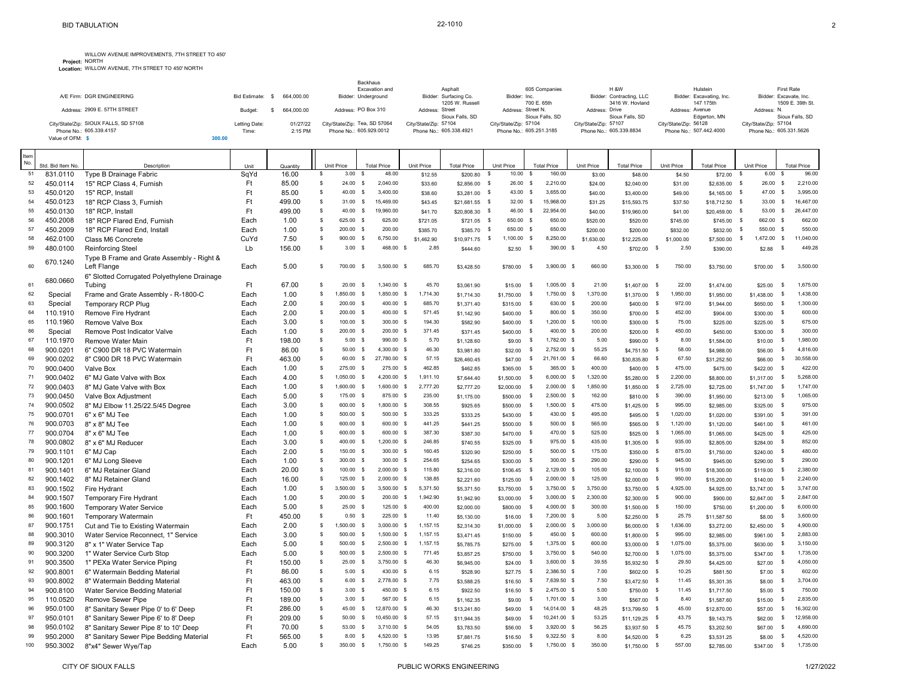BID TABULATION

22-1010

**Project:** WILLOW AVENUE IMPROVEMENTS, 7TH STREET TO 450' NORTH
**Location:** WILLOW AVENUE, 7TH STREET TO 450' NORTH

| | | | | | | | | | |
|---|---|---|---|---|---|---|---|---|---|
| A/E Firm: DGR ENGINEERING | Bid Estimate: $ 664,000.00 | Bidder: Backhaus Excavation and Underground | Bidder: Asphalt Surfacing Co. Inc. | Bidder: 605 Companies Inc. | Bidder: H &W Contracting, LLC | Bidder: Hulstein Excavating, Inc. | Bidder: First Rate Excavate, Inc. |
| Address: 2909 E. 57TH STREET | Budget: $ 664,000.00 | Address: PO Box 310 | Address: 1205 W. Russell Street | Address: 700 E. 65th Street N. | Address: 3416 W. Hovland Drive | Address: 147 175th Avenue | Address: 1509 E. 39th St. N. |
| City/State/Zip: SIOUX FALLS, SD 57108 | Letting Date: 01/27/22 | City/State/Zip: Tea, SD 57064 | City/State/Zip: Sioux Falls, SD 57104 | City/State/Zip: Sioux Falls, SD 57104 | City/State/Zip: Sioux Falls, SD 57107 | City/State/Zip: Edgerton, MN 56128 | City/State/Zip: Sioux Falls, SD 57104 |
| Phone No.: 605.339.4157 | Time: 2:15 PM | Phone No.: 605.929.0012 | Phone No.: 605.338.4921 | Phone No.: 605.251.3185 | Phone No.: 605.339.8834 | Phone No.: 507.442.4000 | Phone No.: 605.331.5626 |
| Value of OFM: $ 300.00 | | | | | | | |

| Item No. | Std. Bid Item No. | Description | Unit | Quantity | Backhaus Unit Price | Backhaus Total Price | Asphalt Surfacing Unit Price | Asphalt Surfacing Total Price | 605 Companies Unit Price | 605 Companies Total Price | H&W Unit Price | H&W Total Price | Hulstein Unit Price | Hulstein Total Price | First Rate Unit Price | First Rate Total Price |
|---|---|---|---|---|---|---|---|---|---|---|---|---|---|---|---|---|
| 51 | 831.0110 | Type B Drainage Fabric | SqYd | 16.00 | $ 3.00 | $ 48.00 | $12.55 | $200.80 | $ 10.00 | $ 160.00 | $3.00 | $48.00 | $4.50 | $72.00 | $ 6.00 | $ 96.00 |
| 52 | 450.0114 | 15" RCP Class 4, Furnish | Ft | 85.00 | $ 24.00 | $ 2,040.00 | $33.60 | $2,856.00 | $ 26.00 | $ 2,210.00 | $24.00 | $2,040.00 | $31.00 | $2,635.00 | $ 26.00 | $ 2,210.00 |
| 53 | 450.0120 | 15" RCP, Install | Ft | 85.00 | $ 40.00 | $ 3,400.00 | $38.60 | $3,281.00 | $ 43.00 | $ 3,655.00 | $40.00 | $3,400.00 | $49.00 | $4,165.00 | $ 47.00 | $ 3,995.00 |
| 54 | 450.0123 | 18" RCP Class 3, Furnish | Ft | 499.00 | $ 31.00 | $ 15,469.00 | $43.45 | $21,681.55 | $ 32.00 | $ 15,968.00 | $31.25 | $15,593.75 | $37.50 | $18,712.50 | $ 33.00 | $ 16,467.00 |
| 55 | 450.0130 | 18" RCP, Install | Ft | 499.00 | $ 40.00 | $ 19,960.00 | $41.70 | $20,808.30 | $ 46.00 | $ 22,954.00 | $40.00 | $19,960.00 | $41.00 | $20,459.00 | $ 53.00 | $ 26,447.00 |
| 56 | 450.2008 | 18" RCP Flared End, Furnish | Each | 1.00 | $ 625.00 | $ 625.00 | $721.05 | $721.05 | $ 650.00 | $ 650.00 | $520.00 | $520.00 | $745.00 | $745.00 | $ 662.00 | $ 662.00 |
| 57 | 450.2009 | 18" RCP Flared End, Install | Each | 1.00 | $ 200.00 | $ 200.00 | $385.70 | $385.70 | $ 650.00 | $ 650.00 | $200.00 | $200.00 | $832.00 | $832.00 | $ 550.00 | $ 550.00 |
| 58 | 462.0100 | Class M6 Concrete | CuYd | 7.50 | $ 900.00 | $ 6,750.00 | $1,462.90 | $10,971.75 | $ 1,100.00 | $ 8,250.00 | $1,630.00 | $12,225.00 | $1,000.00 | $7,500.00 | $ 1,472.00 | $ 11,040.00 |
| 59 | 480.0100 | Reinforcing Steel | Lb | 156.00 | $ 3.00 | $ 468.00 | $ 2.85 | $444.60 | $2.50 | $ 390.00 | $ 4.50 | $702.00 | $ 2.50 | $390.00 | $2.88 | $ 449.28 |
| 60 | 670.1240 | Type B Frame and Grate Assembly - Right & Left Flange | Each | 5.00 | $ 700.00 | $ 3,500.00 | $ 685.70 | $3,428.50 | $780.00 | $ 3,900.00 | $ 660.00 | $3,300.00 | $ 750.00 | $3,750.00 | $700.00 | $ 3,500.00 |
| 61 | 680.0660 | 6" Slotted Corrugated Polyethylene Drainage Tubing | Ft | 67.00 | $ 20.00 | $ 1,340.00 | $ 45.70 | $3,061.90 | $15.00 | $ 1,005.00 | $ 21.00 | $1,407.00 | $ 22.00 | $1,474.00 | $25.00 | $ 1,675.00 |
| 62 | Special | Frame and Grate Assembly - R-1800-C | Each | 1.00 | $ 1,850.00 | $ 1,850.00 | $ 1,714.30 | $1,714.30 | $1,750.00 | $ 1,750.00 | $ 1,370.00 | $1,370.00 | $ 1,950.00 | $1,950.00 | $1,438.00 | $ 1,438.00 |
| 63 | Special | Temporary RCP Plug | Each | 2.00 | $ 200.00 | $ 400.00 | $ 685.70 | $1,371.40 | $315.00 | $ 630.00 | $ 200.00 | $400.00 | $ 972.00 | $1,944.00 | $650.00 | $ 1,300.00 |
| 64 | 110.1910 | Remove Fire Hydrant | Each | 2.00 | $ 200.00 | $ 400.00 | $ 571.45 | $1,142.90 | $400.00 | $ 800.00 | $ 350.00 | $700.00 | $ 452.00 | $904.00 | $300.00 | $ 600.00 |
| 65 | 110.1960 | Remove Valve Box | Each | 3.00 | $ 100.00 | $ 300.00 | $ 194.30 | $582.90 | $400.00 | $ 1,200.00 | $ 100.00 | $300.00 | $ 75.00 | $225.00 | $225.00 | $ 675.00 |
| 66 | Special | Remove Post Indicator Valve | Each | 1.00 | $ 200.00 | $ 200.00 | $ 371.45 | $371.45 | $400.00 | $ 400.00 | $ 200.00 | $200.00 | $ 450.00 | $450.00 | $300.00 | $ 300.00 |
| 67 | 110.1970 | Remove Water Main | Ft | 198.00 | $ 5.00 | $ 990.00 | $ 5.70 | $1,128.60 | $9.00 | $ 1,782.00 | $ 5.00 | $990.00 | $ 8.00 | $1,584.00 | $10.00 | $ 1,980.00 |
| 68 | 900.0201 | 6" C900 DR 18 PVC Watermain | Ft | 86.00 | $ 50.00 | $ 4,300.00 | $ 46.30 | $3,981.80 | $32.00 | $ 2,752.00 | $ 55.25 | $4,751.50 | $ 58.00 | $4,988.00 | $56.00 | $ 4,816.00 |
| 69 | 900.0202 | 8" C900 DR 18 PVC Watermain | Ft | 463.00 | $ 60.00 | $ 27,780.00 | $ 57.15 | $26,460.45 | $47.00 | $ 21,761.00 | $ 66.60 | $30,835.80 | $ 67.50 | $31,252.50 | $66.00 | $ 30,558.00 |
| 70 | 900.0400 | Valve Box | Each | 1.00 | $ 275.00 | $ 275.00 | $ 462.85 | $462.85 | $365.00 | $ 365.00 | $ 400.00 | $400.00 | $ 475.00 | $475.00 | $422.00 | $ 422.00 |
| 71 | 900.0402 | 6" MJ Gate Valve with Box | Each | 4.00 | $ 1,050.00 | $ 4,200.00 | $ 1,911.10 | $7,644.40 | $1,500.00 | $ 6,000.00 | $ 1,320.00 | $5,280.00 | $ 2,200.00 | $8,800.00 | $1,317.00 | $ 5,268.00 |
| 72 | 900.0403 | 8" MJ Gate Valve with Box | Each | 1.00 | $ 1,600.00 | $ 1,600.00 | $ 2,777.20 | $2,777.20 | $2,000.00 | $ 2,000.00 | $ 1,850.00 | $1,850.00 | $ 2,725.00 | $2,725.00 | $1,747.00 | $ 1,747.00 |
| 73 | 900.0450 | Valve Box Adjustment | Each | 5.00 | $ 175.00 | $ 875.00 | $ 235.00 | $1,175.00 | $500.00 | $ 2,500.00 | $ 162.00 | $810.00 | $ 390.00 | $1,950.00 | $213.00 | $ 1,065.00 |
| 74 | 900.0502 | 8" MJ Elbow 11.25/22.5/45 Degree | Each | 3.00 | $ 600.00 | $ 1,800.00 | $ 308.55 | $925.65 | $500.00 | $ 1,500.00 | $ 475.00 | $1,425.00 | $ 995.00 | $2,985.00 | $325.00 | $ 975.00 |
| 75 | 900.0701 | 6" x 6" MJ Tee | Each | 1.00 | $ 500.00 | $ 500.00 | $ 333.25 | $333.25 | $430.00 | $ 430.00 | $ 495.00 | $495.00 | $ 1,020.00 | $1,020.00 | $391.00 | $ 391.00 |
| 76 | 900.0703 | 8" x 8" MJ Tee | Each | 1.00 | $ 600.00 | $ 600.00 | $ 441.25 | $441.25 | $500.00 | $ 500.00 | $ 565.00 | $565.00 | $ 1,120.00 | $1,120.00 | $461.00 | $ 461.00 |
| 77 | 900.0704 | 8" x 6" MJ Tee | Each | 1.00 | $ 600.00 | $ 600.00 | $ 387.30 | $387.30 | $470.00 | $ 470.00 | $ 525.00 | $525.00 | $ 1,065.00 | $1,065.00 | $425.00 | $ 425.00 |
| 78 | 900.0802 | 8" x 6" MJ Reducer | Each | 3.00 | $ 400.00 | $ 1,200.00 | $ 246.85 | $740.55 | $325.00 | $ 975.00 | $ 435.00 | $1,305.00 | $ 935.00 | $2,805.00 | $284.00 | $ 852.00 |
| 79 | 900.1101 | 6" MJ Cap | Each | 2.00 | $ 150.00 | $ 300.00 | $ 160.45 | $320.90 | $250.00 | $ 500.00 | $ 175.00 | $350.00 | $ 875.00 | $1,750.00 | $240.00 | $ 480.00 |
| 80 | 900.1201 | 6" MJ Long Sleeve | Each | 1.00 | $ 300.00 | $ 300.00 | $ 254.65 | $254.65 | $300.00 | $ 300.00 | $ 290.00 | $290.00 | $ 945.00 | $945.00 | $290.00 | $ 290.00 |
| 81 | 900.1401 | 6" MJ Retainer Gland | Each | 20.00 | $ 100.00 | $ 2,000.00 | $ 115.80 | $2,316.00 | $106.45 | $ 2,129.00 | $ 105.00 | $2,100.00 | $ 915.00 | $18,300.00 | $119.00 | $ 2,380.00 |
| 82 | 900.1402 | 8" MJ Retainer Gland | Each | 16.00 | $ 125.00 | $ 2,000.00 | $ 138.85 | $2,221.60 | $125.00 | $ 2,000.00 | $ 125.00 | $2,000.00 | $ 950.00 | $15,200.00 | $140.00 | $ 2,240.00 |
| 83 | 900.1502 | Fire Hydrant | Each | 1.00 | $ 3,500.00 | $ 3,500.00 | $ 5,371.50 | $5,371.50 | $3,750.00 | $ 3,750.00 | $ 3,750.00 | $3,750.00 | $ 4,925.00 | $4,925.00 | $3,747.00 | $ 3,747.00 |
| 84 | 900.1507 | Temporary Fire Hydrant | Each | 1.00 | $ 200.00 | $ 200.00 | $ 1,942.90 | $1,942.90 | $3,000.00 | $ 3,000.00 | $ 2,300.00 | $2,300.00 | $ 900.00 | $900.00 | $2,847.00 | $ 2,847.00 |
| 85 | 900.1600 | Temporary Water Service | Each | 5.00 | $ 25.00 | $ 125.00 | $ 400.00 | $2,000.00 | $800.00 | $ 4,000.00 | $ 300.00 | $1,500.00 | $ 150.00 | $750.00 | $1,200.00 | $ 6,000.00 |
| 86 | 900.1601 | Temporary Watermain | Ft | 450.00 | $ 0.50 | $ 225.00 | $ 11.40 | $5,130.00 | $16.00 | $ 7,200.00 | $ 5.00 | $2,250.00 | $ 25.75 | $11,587.50 | $8.00 | $ 3,600.00 |
| 87 | 900.1751 | Cut and Tie to Existing Watermain | Each | 2.00 | $ 1,500.00 | $ 3,000.00 | $ 1,157.15 | $2,314.30 | $1,000.00 | $ 2,000.00 | $ 3,000.00 | $6,000.00 | $ 1,636.00 | $3,272.00 | $2,450.00 | $ 4,900.00 |
| 88 | 900.3010 | Water Service Reconnect, 1" Service | Each | 3.00 | $ 500.00 | $ 1,500.00 | $ 1,157.15 | $3,471.45 | $150.00 | $ 450.00 | $ 600.00 | $1,800.00 | $ 995.00 | $2,985.00 | $961.00 | $ 2,883.00 |
| 89 | 900.3120 | 8" x 1" Water Service Tap | Each | 5.00 | $ 500.00 | $ 2,500.00 | $ 1,157.15 | $5,785.75 | $275.00 | $ 1,375.00 | $ 600.00 | $3,000.00 | $ 1,075.00 | $5,375.00 | $630.00 | $ 3,150.00 |
| 90 | 900.3200 | 1" Water Service Curb Stop | Each | 5.00 | $ 500.00 | $ 2,500.00 | $ 771.45 | $3,857.25 | $750.00 | $ 3,750.00 | $ 540.00 | $2,700.00 | $ 1,075.00 | $5,375.00 | $347.00 | $ 1,735.00 |
| 91 | 900.3500 | 1" PEXa Water Service Piping | Ft | 150.00 | $ 25.00 | $ 3,750.00 | $ 46.30 | $6,945.00 | $24.00 | $ 3,600.00 | $ 39.55 | $5,932.50 | $ 29.50 | $4,425.00 | $27.00 | $ 4,050.00 |
| 92 | 900.8001 | 6" Watermain Bedding Material | Ft | 86.00 | $ 5.00 | $ 430.00 | $ 6.15 | $528.90 | $27.75 | $ 2,386.50 | $ 7.00 | $602.00 | $ 10.25 | $881.50 | $7.00 | $ 602.00 |
| 93 | 900.8002 | 8" Watermain Bedding Material | Ft | 463.00 | $ 6.00 | $ 2,778.00 | $ 7.75 | $3,588.25 | $16.50 | $ 7,639.50 | $ 7.50 | $3,472.50 | $ 11.45 | $5,301.35 | $8.00 | $ 3,704.00 |
| 94 | 900.8100 | Water Service Bedding Material | Ft | 150.00 | $ 3.00 | $ 450.00 | $ 6.15 | $922.50 | $16.50 | $ 2,475.00 | $ 5.00 | $750.00 | $ 11.45 | $1,717.50 | $5.00 | $ 750.00 |
| 95 | 110.0520 | Remove Sewer Pipe | Ft | 189.00 | $ 3.00 | $ 567.00 | $ 6.15 | $1,162.35 | $9.00 | $ 1,701.00 | $ 3.00 | $567.00 | $ 8.40 | $1,587.60 | $15.00 | $ 2,835.00 |
| 96 | 950.0100 | 8" Sanitary Sewer Pipe 0' to 6' Deep | Ft | 286.00 | $ 45.00 | $ 12,870.00 | $ 46.30 | $13,241.80 | $49.00 | $ 14,014.00 | $ 48.25 | $13,799.50 | $ 45.00 | $12,870.00 | $57.00 | $ 16,302.00 |
| 97 | 950.0101 | 8" Sanitary Sewer Pipe 6' to 8' Deep | Ft | 209.00 | $ 50.00 | $ 10,450.00 | $ 57.15 | $11,944.35 | $49.00 | $ 10,241.00 | $ 53.25 | $11,129.25 | $ 43.75 | $9,143.75 | $62.00 | $ 12,958.00 |
| 98 | 950.0102 | 8" Sanitary Sewer Pipe 8' to 10' Deep | Ft | 70.00 | $ 53.00 | $ 3,710.00 | $ 54.05 | $3,783.50 | $56.00 | $ 3,920.00 | $ 56.25 | $3,937.50 | $ 45.75 | $3,202.50 | $67.00 | $ 4,690.00 |
| 99 | 950.2000 | 8" Sanitary Sewer Pipe Bedding Material | Ft | 565.00 | $ 8.00 | $ 4,520.00 | $ 13.95 | $7,881.75 | $16.50 | $ 9,322.50 | $ 8.00 | $4,520.00 | $ 6.25 | $3,531.25 | $8.00 | $ 4,520.00 |
| 100 | 950.3002 | 8"x4" Sewer Wye/Tap | Each | 5.00 | $ 350.00 | $ 1,750.00 | $ 149.25 | $746.25 | $350.00 | $ 1,750.00 | $ 350.00 | $1,750.00 | $ 557.00 | $2,785.00 | $347.00 | $ 1,735.00 |

CITY OF SIOUX FALLS — PUBLIC WORKS ENGINEERING — 1/27/2022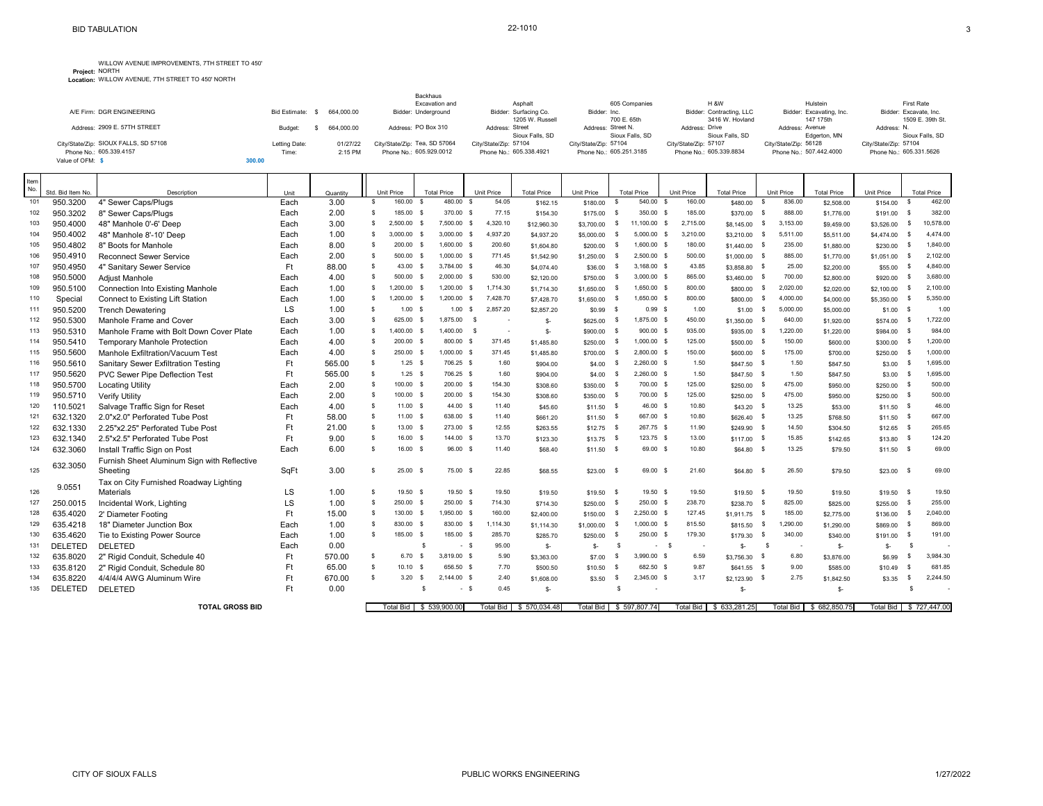# BID TABULATION

22-1010

**Project:** WILLOW AVENUE IMPROVEMENTS, 7TH STREET TO 450' NORTH
**Location:** WILLOW AVENUE, 7TH STREET TO 450' NORTH

A/E Firm: DGR ENGINEERING
Address: 2909 E. 57TH STREET
City/State/Zip: SIOUX FALLS, SD 57108
Phone No.: 605.339.4157
Value of OFM: $ 300.00

Bid Estimate: $ 664,000.00
Budget: $ 664,000.00
Letting Date: 01/27/22
Time: 2:15 PM

| Bidder | Address | City/State/Zip | Phone No. |
|---|---|---|---|
| Backhaus Excavation and Underground | PO Box 310 | Tea, SD 57064 | 605.929.0012 |
| Asphalt Surfacing Co. | 1205 W. Russell Street Sioux Falls, SD | 57104 | 605.338.4921 |
| 605 Companies Inc. | 700 E. 65th Street N. Sioux Falls, SD | 57104 | 605.251.3185 |
| H &W Contracting, LLC | 3416 W. Hovland Drive Sioux Falls, SD | 57107 | 605.339.8834 |
| Hulstein Excavating, Inc. | 147 175th Avenue Edgerton, MN | 56128 | 507.442.4000 |
| First Rate Excavate, Inc. | 1509 E. 39th St. N. Sioux Falls, SD | 57104 | 605.331.5626 |

| Item No. | Std. Bid Item No. | Description | Unit | Quantity | Backhaus Unit Price | Backhaus Total Price | Asphalt Surfacing Unit Price | Asphalt Surfacing Total Price | 605 Companies Unit Price | 605 Companies Total Price | H &W Unit Price | H &W Total Price | Hulstein Unit Price | Hulstein Total Price | First Rate Unit Price | First Rate Total Price |
|---|---|---|---|---|---|---|---|---|---|---|---|---|---|---|---|---|
| 101 | 950.3200 | 4" Sewer Caps/Plugs | Each | 3.00 | $ 160.00 | $ 480.00 | $ 54.05 | $162.15 | $180.00 | $ 540.00 | $ 160.00 | $480.00 | $ 836.00 | $2,508.00 | $154.00 | $ 462.00 |
| 102 | 950.3202 | 8" Sewer Caps/Plugs | Each | 2.00 | $ 185.00 | $ 370.00 | $ 77.15 | $154.30 | $175.00 | $ 350.00 | $ 185.00 | $370.00 | $ 888.00 | $1,776.00 | $191.00 | $ 382.00 |
| 103 | 950.4000 | 48" Manhole 0'-6' Deep | Each | 3.00 | $ 2,500.00 | $ 7,500.00 | $ 4,320.10 | $12,960.30 | $3,700.00 | $ 11,100.00 | $ 2,715.00 | $8,145.00 | $ 3,153.00 | $9,459.00 | $3,526.00 | $ 10,578.00 |
| 104 | 950.4002 | 48" Manhole 8'-10' Deep | Each | 1.00 | $ 3,000.00 | $ 3,000.00 | $ 4,937.20 | $4,937.20 | $5,000.00 | $ 5,000.00 | $ 3,210.00 | $3,210.00 | $ 5,511.00 | $5,511.00 | $4,474.00 | $ 4,474.00 |
| 105 | 950.4802 | 8" Boots for Manhole | Each | 8.00 | $ 200.00 | $ 1,600.00 | $ 200.60 | $1,604.80 | $200.00 | $ 1,600.00 | $ 180.00 | $1,440.00 | $ 235.00 | $1,880.00 | $230.00 | $ 1,840.00 |
| 106 | 950.4910 | Reconnect Sewer Service | Each | 2.00 | $ 500.00 | $ 1,000.00 | $ 771.45 | $1,542.90 | $1,250.00 | $ 2,500.00 | $ 500.00 | $1,000.00 | $ 885.00 | $1,770.00 | $1,051.00 | $ 2,102.00 |
| 107 | 950.4950 | 4" Sanitary Sewer Service | Ft | 88.00 | $ 43.00 | $ 3,784.00 | $ 46.30 | $4,074.40 | $36.00 | $ 3,168.00 | $ 43.85 | $3,858.80 | $ 25.00 | $2,200.00 | $55.00 | $ 4,840.00 |
| 108 | 950.5000 | Adjust Manhole | Each | 4.00 | $ 500.00 | $ 2,000.00 | $ 530.00 | $2,120.00 | $750.00 | $ 3,000.00 | $ 865.00 | $3,460.00 | $ 700.00 | $2,800.00 | $920.00 | $ 3,680.00 |
| 109 | 950.5100 | Connection Into Existing Manhole | Each | 1.00 | $ 1,200.00 | $ 1,200.00 | $ 1,714.30 | $1,714.30 | $1,650.00 | $ 1,650.00 | $ 800.00 | $800.00 | $ 2,020.00 | $2,020.00 | $2,100.00 | $ 2,100.00 |
| 110 | Special | Connect to Existing Lift Station | Each | 1.00 | $ 1,200.00 | $ 1,200.00 | $ 7,428.70 | $7,428.70 | $1,650.00 | $ 1,650.00 | $ 800.00 | $800.00 | $ 4,000.00 | $4,000.00 | $5,350.00 | $ 5,350.00 |
| 111 | 950.5200 | Trench Dewatering | LS | 1.00 | $ 1.00 | $ 1.00 | $ 2,857.20 | $2,857.20 | $0.99 | $ 0.99 | $ 1.00 | $1.00 | $ 5,000.00 | $5,000.00 | $1.00 | $ 1.00 |
| 112 | 950.5300 | Manhole Frame and Cover | Each | 3.00 | $ 625.00 | $ 1,875.00 | $ - | $- | $625.00 | $ 1,875.00 | $ 450.00 | $1,350.00 | $ 640.00 | $1,920.00 | $574.00 | $ 1,722.00 |
| 113 | 950.5310 | Manhole Frame with Bolt Down Cover Plate | Each | 1.00 | $ 1,400.00 | $ 1,400.00 | $ - | $- | $900.00 | $ 900.00 | $ 935.00 | $935.00 | $ 1,220.00 | $1,220.00 | $984.00 | $ 984.00 |
| 114 | 950.5410 | Temporary Manhole Protection | Each | 4.00 | $ 200.00 | $ 800.00 | $ 371.45 | $1,485.80 | $250.00 | $ 1,000.00 | $ 125.00 | $500.00 | $ 150.00 | $600.00 | $300.00 | $ 1,200.00 |
| 115 | 950.5600 | Manhole Exfiltration/Vacuum Test | Each | 4.00 | $ 250.00 | $ 1,000.00 | $ 371.45 | $1,485.80 | $700.00 | $ 2,800.00 | $ 150.00 | $600.00 | $ 175.00 | $700.00 | $250.00 | $ 1,000.00 |
| 116 | 950.5610 | Sanitary Sewer Exfiltration Testing | Ft | 565.00 | $ 1.25 | $ 706.25 | $ 1.60 | $904.00 | $4.00 | $ 2,260.00 | $ 1.50 | $847.50 | $ 1.50 | $847.50 | $3.00 | $ 1,695.00 |
| 117 | 950.5620 | PVC Sewer Pipe Deflection Test | Ft | 565.00 | $ 1.25 | $ 706.25 | $ 1.60 | $904.00 | $4.00 | $ 2,260.00 | $ 1.50 | $847.50 | $ 1.50 | $847.50 | $3.00 | $ 1,695.00 |
| 118 | 950.5700 | Locating Utility | Each | 2.00 | $ 100.00 | $ 200.00 | $ 154.30 | $308.60 | $350.00 | $ 700.00 | $ 125.00 | $250.00 | $ 475.00 | $950.00 | $250.00 | $ 500.00 |
| 119 | 950.5710 | Verify Utility | Each | 2.00 | $ 100.00 | $ 200.00 | $ 154.30 | $308.60 | $350.00 | $ 700.00 | $ 125.00 | $250.00 | $ 475.00 | $950.00 | $250.00 | $ 500.00 |
| 120 | 110.5021 | Salvage Traffic Sign for Reset | Each | 4.00 | $ 11.00 | $ 44.00 | $ 11.40 | $45.60 | $11.50 | $ 46.00 | $ 10.80 | $43.20 | $ 13.25 | $53.00 | $11.50 | $ 46.00 |
| 121 | 632.1320 | 2.0"x2.0" Perforated Tube Post | Ft | 58.00 | $ 11.00 | $ 638.00 | $ 11.40 | $661.20 | $11.50 | $ 667.00 | $ 10.80 | $626.40 | $ 13.25 | $768.50 | $11.50 | $ 667.00 |
| 122 | 632.1330 | 2.25"x2.25" Perforated Tube Post | Ft | 21.00 | $ 13.00 | $ 273.00 | $ 12.55 | $263.55 | $12.75 | $ 267.75 | $ 11.90 | $249.90 | $ 14.50 | $304.50 | $12.65 | $ 265.65 |
| 123 | 632.1340 | 2.5"x2.5" Perforated Tube Post | Ft | 9.00 | $ 16.00 | $ 144.00 | $ 13.70 | $123.30 | $13.75 | $ 123.75 | $ 13.00 | $117.00 | $ 15.85 | $142.65 | $13.80 | $ 124.20 |
| 124 | 632.3060 | Install Traffic Sign on Post | Each | 6.00 | $ 16.00 | $ 96.00 | $ 11.40 | $68.40 | $11.50 | $ 69.00 | $ 10.80 | $64.80 | $ 13.25 | $79.50 | $11.50 | $ 69.00 |
| 125 | 632.3050 | Furnish Sheet Aluminum Sign with Reflective Sheeting | SqFt | 3.00 | $ 25.00 | $ 75.00 | $ 22.85 | $68.55 | $23.00 | $ 69.00 | $ 21.60 | $64.80 | $ 26.50 | $79.50 | $23.00 | $ 69.00 |
| 126 | 9.0551 | Tax on City Furnished Roadway Lighting Materials | LS | 1.00 | $ 19.50 | $ 19.50 | $ 19.50 | $19.50 | $19.50 | $ 19.50 | $ 19.50 | $19.50 | $ 19.50 | $19.50 | $19.50 | $ 19.50 |
| 127 | 250.0015 | Incidental Work, Lighting | LS | 1.00 | $ 250.00 | $ 250.00 | $ 714.30 | $714.30 | $250.00 | $ 250.00 | $ 238.70 | $238.70 | $ 825.00 | $825.00 | $255.00 | $ 255.00 |
| 128 | 635.4020 | 2' Diameter Footing | Ft | 15.00 | $ 130.00 | $ 1,950.00 | $ 160.00 | $2,400.00 | $150.00 | $ 2,250.00 | $ 127.45 | $1,911.75 | $ 185.00 | $2,775.00 | $136.00 | $ 2,040.00 |
| 129 | 635.4218 | 18" Diameter Junction Box | Each | 1.00 | $ 830.00 | $ 830.00 | $ 1,114.30 | $1,114.30 | $1,000.00 | $ 1,000.00 | $ 815.50 | $815.50 | $ 1,290.00 | $1,290.00 | $869.00 | $ 869.00 |
| 130 | 635.4620 | Tie to Existing Power Source | Each | 1.00 | $ 185.00 | $ 185.00 | $ 285.70 | $285.70 | $250.00 | $ 250.00 | $ 179.30 | $179.30 | $ 340.00 | $340.00 | $191.00 | $ 191.00 |
| 131 | DELETED | DELETED | Each | 0.00 | | $ - | $ 95.00 | $- | $- | $ - | $ - | $- | $ - | $- | $- | $ - |
| 132 | 635.8020 | 2" Rigid Conduit, Schedule 40 | Ft | 570.00 | $ 6.70 | $ 3,819.00 | $ 5.90 | $3,363.00 | $7.00 | $ 3,990.00 | $ 6.59 | $3,756.30 | $ 6.80 | $3,876.00 | $6.99 | $ 3,984.30 |
| 133 | 635.8120 | 2" Rigid Conduit, Schedule 80 | Ft | 65.00 | $ 10.10 | $ 656.50 | $ 7.70 | $500.50 | $10.50 | $ 682.50 | $ 9.87 | $641.55 | $ 9.00 | $585.00 | $10.49 | $ 681.85 |
| 134 | 635.8220 | 4/4/4/4 AWG Aluminum Wire | Ft | 670.00 | $ 3.20 | $ 2,144.00 | $ 2.40 | $1,608.00 | $3.50 | $ 2,345.00 | $ 3.17 | $2,123.90 | $ 2.75 | $1,842.50 | $3.35 | $ 2,244.50 |
| 135 | DELETED | DELETED | Ft | 0.00 | | $ - | $ 0.45 | $- | | $ - | | $- | | $- | | $ - |
| | | **TOTAL GROSS BID** | | | Total Bid | $ 539,900.00 | Total Bid | $ 570,034.48 | Total Bid | $ 597,807.74 | Total Bid | $ 633,281.25 | Total Bid | $ 682,850.75 | Total Bid | $ 727,447.00 |

CITY OF SIOUX FALLS

PUBLIC WORKS ENGINEERING

1/27/2022